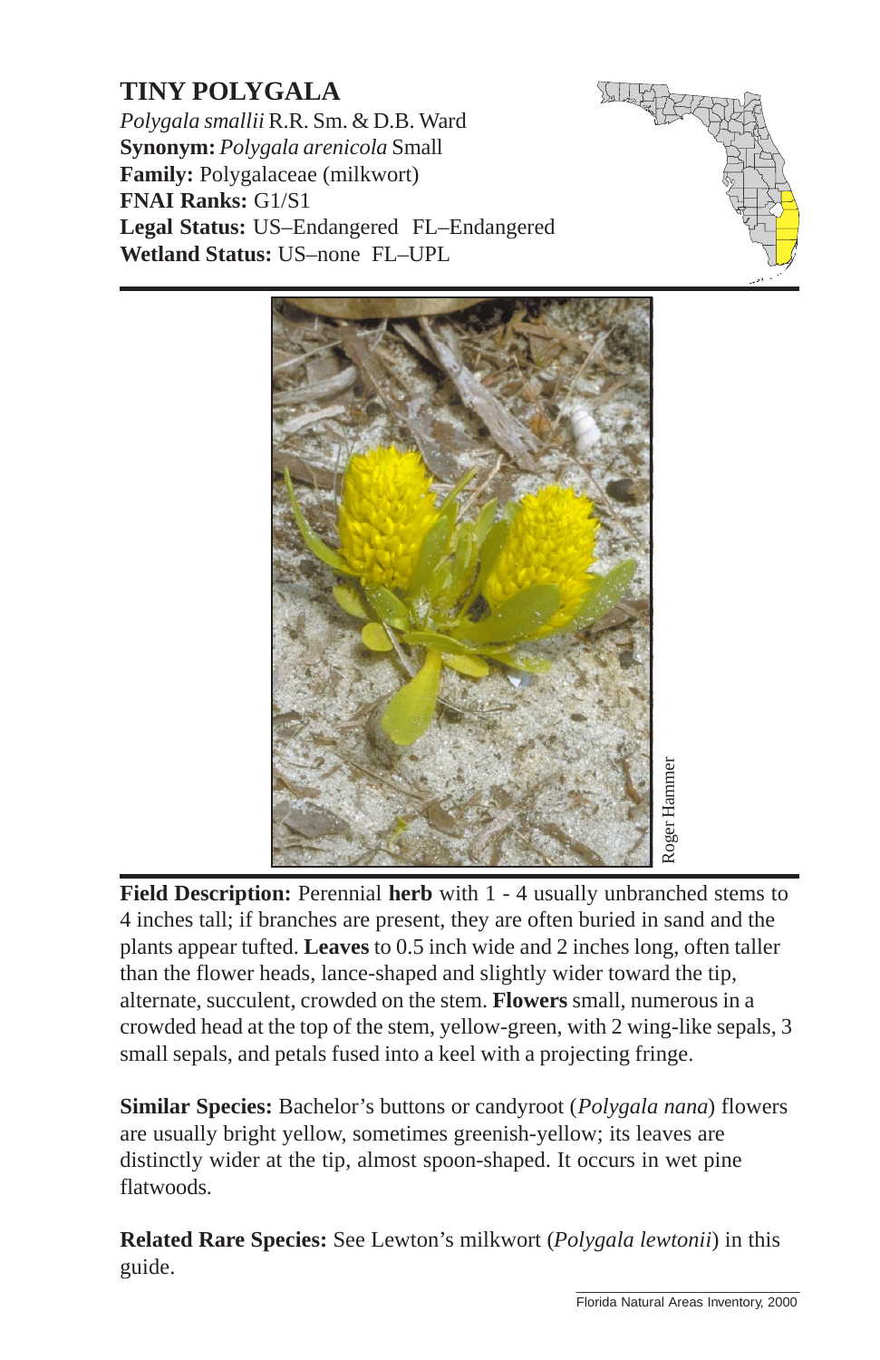# TINY POLYGALA

*Polygala smallii* R.R. Sm. & D.B. Ward
**Synonym:** *Polygala arenicola* Small
**Family:** Polygalaceae (milkwort)
**FNAI Ranks:** G1/S1
**Legal Status:** US–Endangered FL–Endangered
**Wetland Status:** US–none FL–UPL

Roger Hammer

**Field Description:** Perennial **herb** with 1 - 4 usually unbranched stems to 4 inches tall; if branches are present, they are often buried in sand and the plants appear tufted. **Leaves** to 0.5 inch wide and 2 inches long, often taller than the flower heads, lance-shaped and slightly wider toward the tip, alternate, succulent, crowded on the stem. **Flowers** small, numerous in a crowded head at the top of the stem, yellow-green, with 2 wing-like sepals, 3 small sepals, and petals fused into a keel with a projecting fringe.

**Similar Species:** Bachelor's buttons or candyroot (*Polygala nana*) flowers are usually bright yellow, sometimes greenish-yellow; its leaves are distinctly wider at the tip, almost spoon-shaped. It occurs in wet pine flatwoods.

**Related Rare Species:** See Lewton's milkwort (*Polygala lewtonii*) in this guide.

Florida Natural Areas Inventory, 2000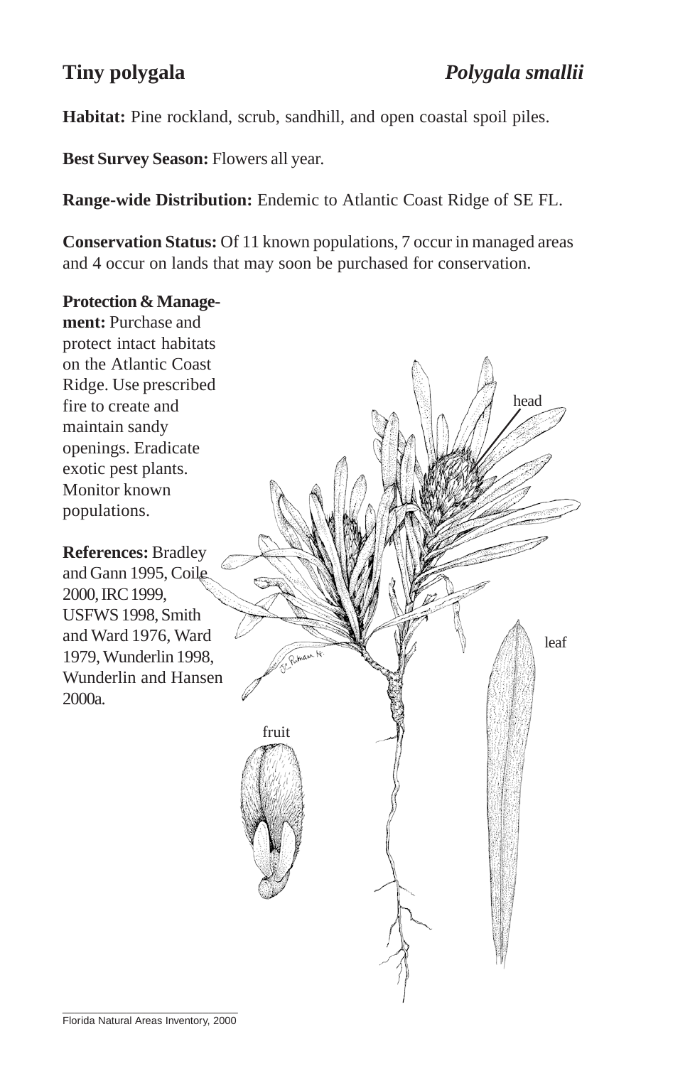# Tiny polygala *Polygala smallii*

**Habitat:** Pine rockland, scrub, sandhill, and open coastal spoil piles.

**Best Survey Season:** Flowers all year.

**Range-wide Distribution:** Endemic to Atlantic Coast Ridge of SE FL.

**Conservation Status:** Of 11 known populations, 7 occur in managed areas and 4 occur on lands that may soon be purchased for conservation.

**Protection & Management:** Purchase and protect intact habitats on the Atlantic Coast Ridge. Use prescribed fire to create and maintain sandy openings. Eradicate exotic pest plants. Monitor known populations.

**References:** Bradley and Gann 1995, Coile 2000, IRC 1999, USFWS 1998, Smith and Ward 1976, Ward 1979, Wunderlin 1998, Wunderlin and Hansen 2000a.

head

leaf

fruit

Florida Natural Areas Inventory, 2000